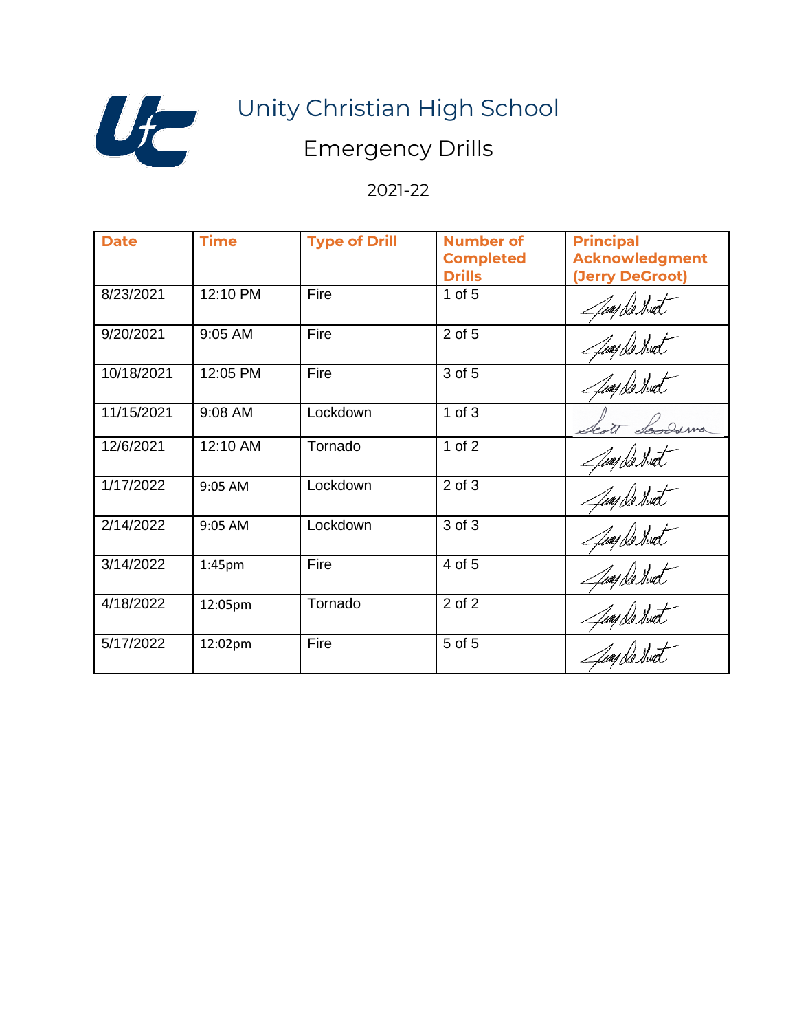# Unity Christian High School

## Emergency Drills

2021-22

| Date | Time | Type of Drill | Number of Completed Drills | Principal Acknowledgment (Jerry DeGroot) |
|---|---|---|---|---|
| 8/23/2021 | 12:10 PM | Fire | 1 of 5 | Jerry DeGroot |
| 9/20/2021 | 9:05 AM | Fire | 2 of 5 | Jerry DeGroot |
| 10/18/2021 | 12:05 PM | Fire | 3 of 5 | Jerry DeGroot |
| 11/15/2021 | 9:08 AM | Lockdown | 1 of 3 | Scott Soodsma |
| 12/6/2021 | 12:10 AM | Tornado | 1 of 2 | Jerry DeGroot |
| 1/17/2022 | 9:05 AM | Lockdown | 2 of 3 | Jerry DeGroot |
| 2/14/2022 | 9:05 AM | Lockdown | 3 of 3 | Jerry DeGroot |
| 3/14/2022 | 1:45pm | Fire | 4 of 5 | Jerry DeGroot |
| 4/18/2022 | 12:05pm | Tornado | 2 of 2 | Jerry DeGroot |
| 5/17/2022 | 12:02pm | Fire | 5 of 5 | Jerry DeGroot |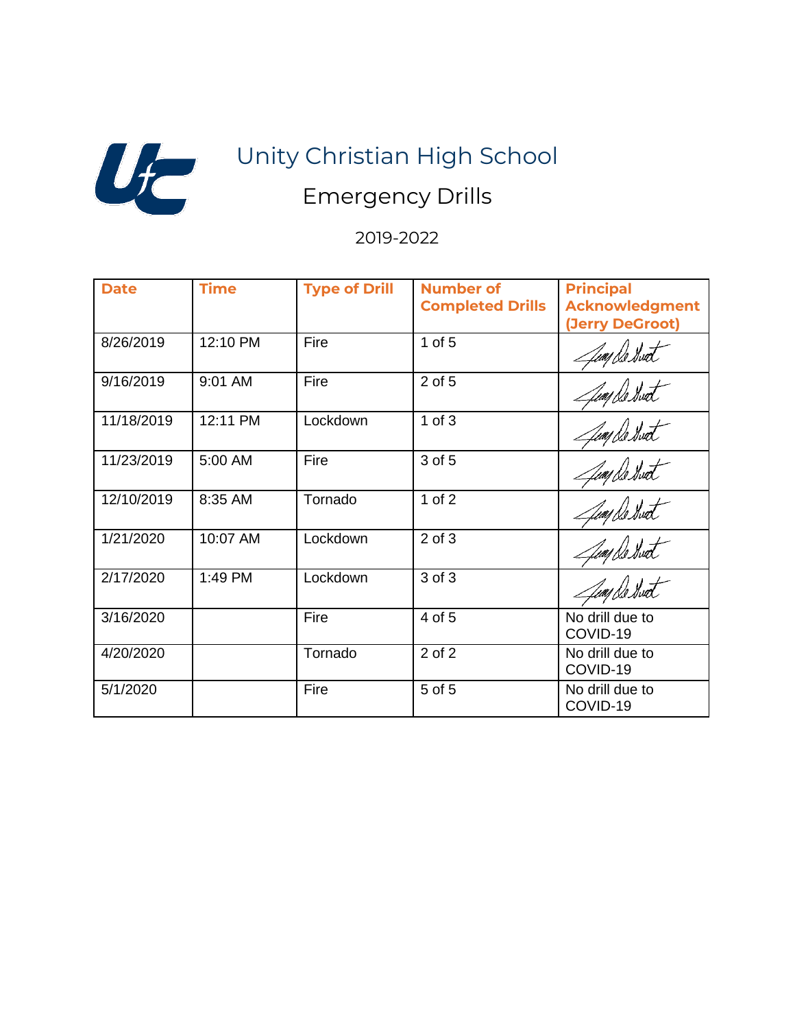# Unity Christian High School

## Emergency Drills

2019-2022

| Date | Time | Type of Drill | Number of Completed Drills | Principal Acknowledgment (Jerry DeGroot) |
|---|---|---|---|---|
| 8/26/2019 | 12:10 PM | Fire | 1 of 5 | Jerry DeGroot |
| 9/16/2019 | 9:01 AM | Fire | 2 of 5 | Jerry DeGroot |
| 11/18/2019 | 12:11 PM | Lockdown | 1 of 3 | Jerry DeGroot |
| 11/23/2019 | 5:00 AM | Fire | 3 of 5 | Jerry DeGroot |
| 12/10/2019 | 8:35 AM | Tornado | 1 of 2 | Jerry DeGroot |
| 1/21/2020 | 10:07 AM | Lockdown | 2 of 3 | Jerry DeGroot |
| 2/17/2020 | 1:49 PM | Lockdown | 3 of 3 | Jerry DeGroot |
| 3/16/2020 | | Fire | 4 of 5 | No drill due to COVID-19 |
| 4/20/2020 | | Tornado | 2 of 2 | No drill due to COVID-19 |
| 5/1/2020 | | Fire | 5 of 5 | No drill due to COVID-19 |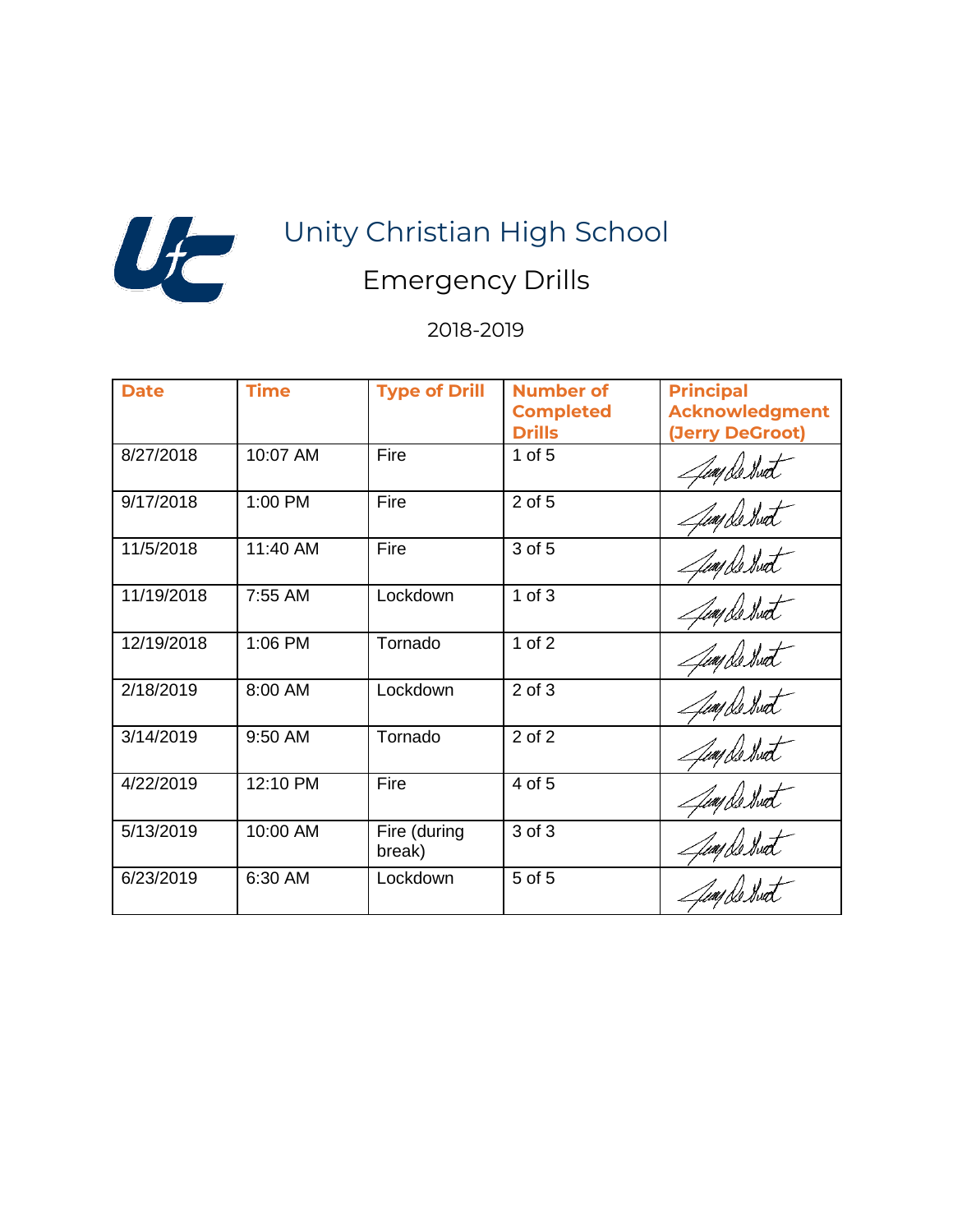# Unity Christian High School

## Emergency Drills

2018-2019

| Date | Time | Type of Drill | Number of Completed Drills | Principal Acknowledgment (Jerry DeGroot) |
|---|---|---|---|---|
| 8/27/2018 | 10:07 AM | Fire | 1 of 5 | Jerry DeGroot |
| 9/17/2018 | 1:00 PM | Fire | 2 of 5 | Jerry DeGroot |
| 11/5/2018 | 11:40 AM | Fire | 3 of 5 | Jerry DeGroot |
| 11/19/2018 | 7:55 AM | Lockdown | 1 of 3 | Jerry DeGroot |
| 12/19/2018 | 1:06 PM | Tornado | 1 of 2 | Jerry DeGroot |
| 2/18/2019 | 8:00 AM | Lockdown | 2 of 3 | Jerry DeGroot |
| 3/14/2019 | 9:50 AM | Tornado | 2 of 2 | Jerry DeGroot |
| 4/22/2019 | 12:10 PM | Fire | 4 of 5 | Jerry DeGroot |
| 5/13/2019 | 10:00 AM | Fire (during break) | 3 of 3 | Jerry DeGroot |
| 6/23/2019 | 6:30 AM | Lockdown | 5 of 5 | Jerry DeGroot |